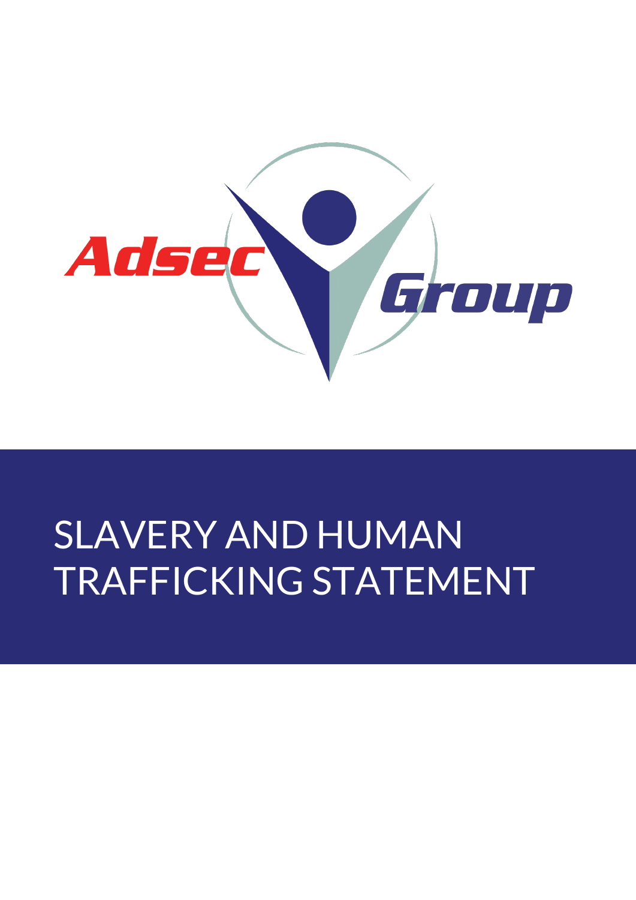Adsec Group

# SLAVERY AND HUMAN TRAFFICKING STATEMENT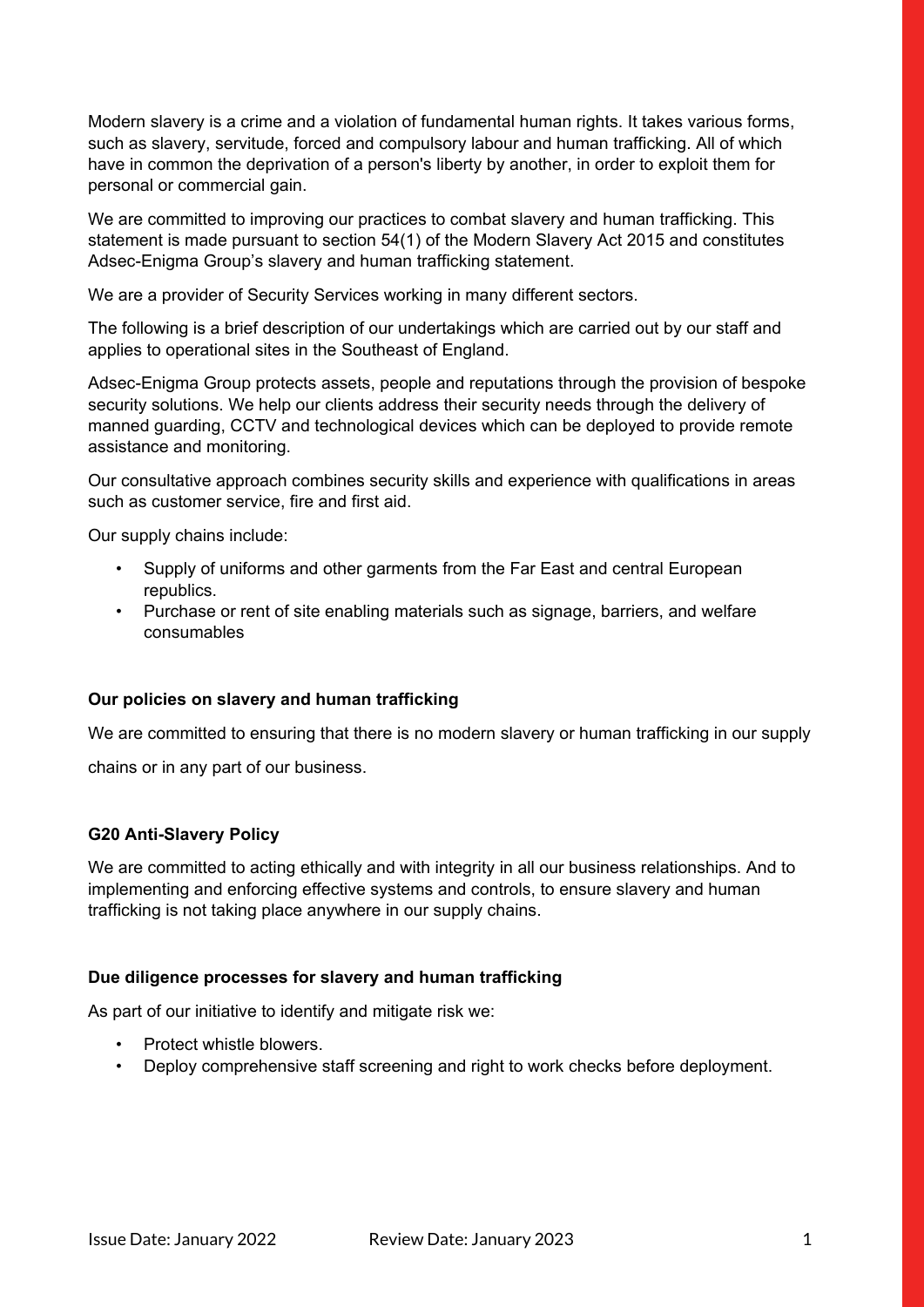Modern slavery is a crime and a violation of fundamental human rights. It takes various forms, such as slavery, servitude, forced and compulsory labour and human trafficking. All of which have in common the deprivation of a person's liberty by another, in order to exploit them for personal or commercial gain.

We are committed to improving our practices to combat slavery and human trafficking. This statement is made pursuant to section 54(1) of the Modern Slavery Act 2015 and constitutes Adsec-Enigma Group's slavery and human trafficking statement.

We are a provider of Security Services working in many different sectors.

The following is a brief description of our undertakings which are carried out by our staff and applies to operational sites in the Southeast of England.

Adsec-Enigma Group protects assets, people and reputations through the provision of bespoke security solutions. We help our clients address their security needs through the delivery of manned guarding, CCTV and technological devices which can be deployed to provide remote assistance and monitoring.

Our consultative approach combines security skills and experience with qualifications in areas such as customer service, fire and first aid.

Our supply chains include:

- Supply of uniforms and other garments from the Far East and central European republics.
- Purchase or rent of site enabling materials such as signage, barriers, and welfare consumables

**Our policies on slavery and human trafficking**

We are committed to ensuring that there is no modern slavery or human trafficking in our supply chains or in any part of our business.

**G20 Anti-Slavery Policy**

We are committed to acting ethically and with integrity in all our business relationships. And to implementing and enforcing effective systems and controls, to ensure slavery and human trafficking is not taking place anywhere in our supply chains.

**Due diligence processes for slavery and human trafficking**

As part of our initiative to identify and mitigate risk we:

- Protect whistle blowers.
- Deploy comprehensive staff screening and right to work checks before deployment.

Issue Date: January 2022 Review Date: January 2023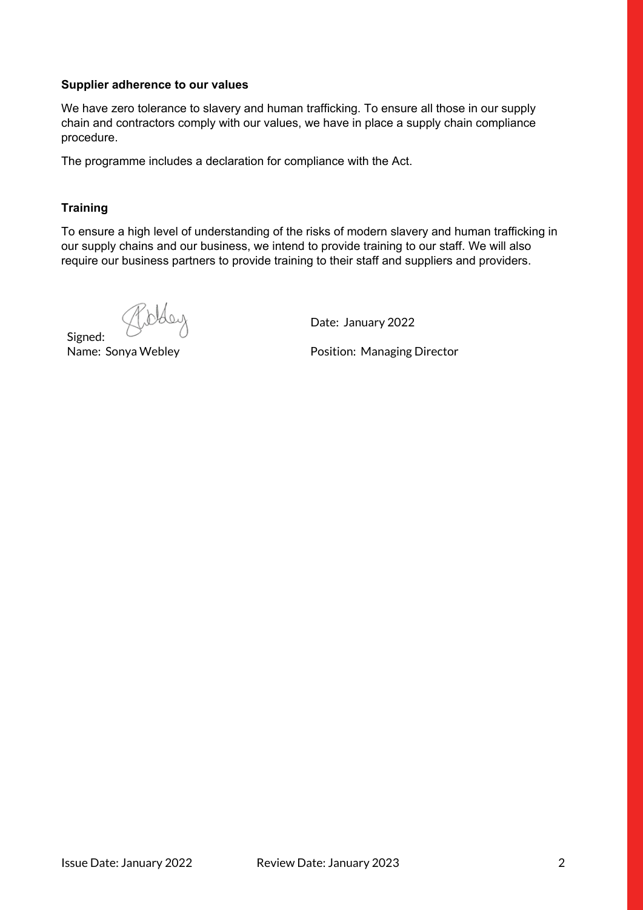**Supplier adherence to our values**

We have zero tolerance to slavery and human trafficking. To ensure all those in our supply chain and contractors comply with our values, we have in place a supply chain compliance procedure.

The programme includes a declaration for compliance with the Act.

**Training**

To ensure a high level of understanding of the risks of modern slavery and human trafficking in our supply chains and our business, we intend to provide training to our staff. We will also require our business partners to provide training to their staff and suppliers and providers.

Signed:

Date: January 2022

Name: Sonya Webley

Position: Managing Director

Issue Date: January 2022 Review Date: January 2023